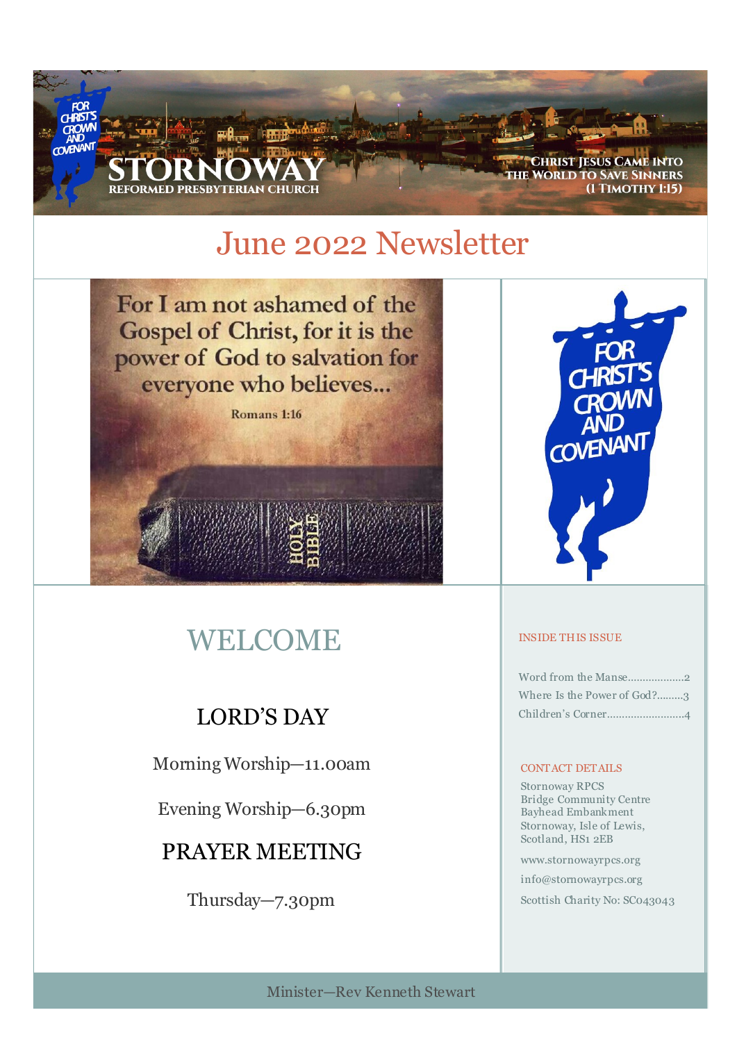FOR CHRIST'S CROWN AND COVENANT

# STORNOWAY
REFORMED PRESBYTERIAN CHURCH

CHRIST JESUS CAME INTO THE WORLD TO SAVE SINNERS (1 TIMOTHY 1:15)

# June 2022 Newsletter

For I am not ashamed of the Gospel of Christ, for it is the power of God to salvation for everyone who believes...

Romans 1:16

FOR CHRIST'S CROWN AND COVENANT

## WELCOME

### LORD'S DAY

Morning Worship—11.00am

Evening Worship—6.30pm

### PRAYER MEETING

Thursday—7.30pm

#### INSIDE THIS ISSUE

Word from the Manse...................2
Where Is the Power of God?.........3
Children's Corner..........................4

#### CONTACT DETAILS

Stornoway RPCS
Bridge Community Centre
Bayhead Embankment
Stornoway, Isle of Lewis,
Scotland, HS1 2EB

www.stornowayrpcs.org

info@stornowayrpcs.org

Scottish Charity No: SC043043

Minister—Rev Kenneth Stewart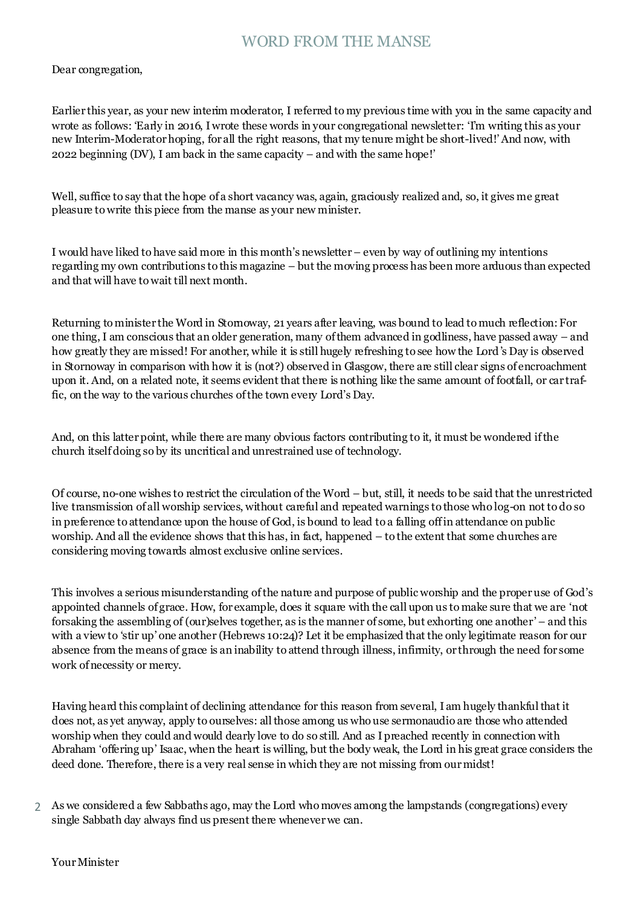# WORD FROM THE MANSE

Dear congregation,

Earlier this year, as your new interim moderator, I referred to my previous time with you in the same capacity and wrote as follows: 'Early in 2016, I wrote these words in your congregational newsletter: 'I'm writing this as your new Interim-Moderator hoping, for all the right reasons, that my tenure might be short-lived!' And now, with 2022 beginning (DV), I am back in the same capacity – and with the same hope!'

Well, suffice to say that the hope of a short vacancy was, again, graciously realized and, so, it gives me great pleasure to write this piece from the manse as your new minister.

I would have liked to have said more in this month's newsletter – even by way of outlining my intentions regarding my own contributions to this magazine – but the moving process has been more arduous than expected and that will have to wait till next month.

Returning to minister the Word in Stornoway, 21 years after leaving, was bound to lead to much reflection: For one thing, I am conscious that an older generation, many of them advanced in godliness, have passed away – and how greatly they are missed! For another, while it is still hugely refreshing to see how the Lord's Day is observed in Stornoway in comparison with how it is (not?) observed in Glasgow, there are still clear signs of encroachment upon it. And, on a related note, it seems evident that there is nothing like the same amount of footfall, or car traffic, on the way to the various churches of the town every Lord's Day.

And, on this latter point, while there are many obvious factors contributing to it, it must be wondered if the church itself doing so by its uncritical and unrestrained use of technology.

Of course, no-one wishes to restrict the circulation of the Word – but, still, it needs to be said that the unrestricted live transmission of all worship services, without careful and repeated warnings to those who log-on not to do so in preference to attendance upon the house of God, is bound to lead to a falling off in attendance on public worship. And all the evidence shows that this has, in fact, happened – to the extent that some churches are considering moving towards almost exclusive online services.

This involves a serious misunderstanding of the nature and purpose of public worship and the proper use of God's appointed channels of grace. How, for example, does it square with the call upon us to make sure that we are 'not forsaking the assembling of (our)selves together, as is the manner of some, but exhorting one another' – and this with a view to 'stir up' one another (Hebrews 10:24)? Let it be emphasized that the only legitimate reason for our absence from the means of grace is an inability to attend through illness, infirmity, or through the need for some work of necessity or mercy.

Having heard this complaint of declining attendance for this reason from several, I am hugely thankful that it does not, as yet anyway, apply to ourselves: all those among us who use sermonaudio are those who attended worship when they could and would dearly love to do so still. And as I preached recently in connection with Abraham 'offering up' Isaac, when the heart is willing, but the body weak, the Lord in his great grace considers the deed done. Therefore, there is a very real sense in which they are not missing from our midst!

As we considered a few Sabbaths ago, may the Lord who moves among the lampstands (congregations) every single Sabbath day always find us present there whenever we can.

Your Minister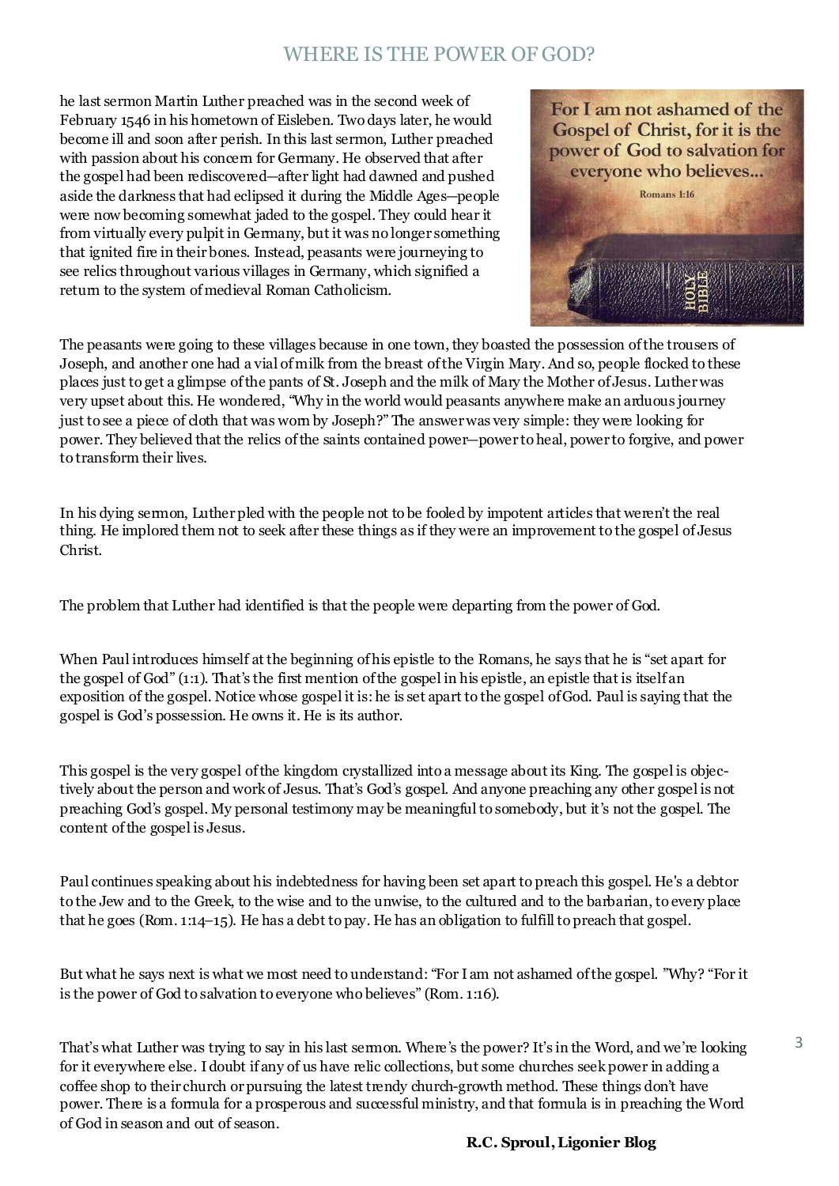# WHERE IS THE POWER OF GOD?

he last sermon Martin Luther preached was in the second week of February 1546 in his hometown of Eisleben. Two days later, he would become ill and soon after perish. In this last sermon, Luther preached with passion about his concern for Germany. He observed that after the gospel had been rediscovered—after light had dawned and pushed aside the darkness that had eclipsed it during the Middle Ages—people were now becoming somewhat jaded to the gospel. They could hear it from virtually every pulpit in Germany, but it was no longer something that ignited fire in their bones. Instead, peasants were journeying to see relics throughout various villages in Germany, which signified a return to the system of medieval Roman Catholicism.

For I am not ashamed of the Gospel of Christ, for it is the power of God to salvation for everyone who believes...

Romans 1:16

The peasants were going to these villages because in one town, they boasted the possession of the trousers of Joseph, and another one had a vial of milk from the breast of the Virgin Mary. And so, people flocked to these places just to get a glimpse of the pants of St. Joseph and the milk of Mary the Mother of Jesus. Luther was very upset about this. He wondered, "Why in the world would peasants anywhere make an arduous journey just to see a piece of cloth that was worn by Joseph?" The answer was very simple: they were looking for power. They believed that the relics of the saints contained power—power to heal, power to forgive, and power to transform their lives.

In his dying sermon, Luther pled with the people not to be fooled by impotent articles that weren't the real thing. He implored them not to seek after these things as if they were an improvement to the gospel of Jesus Christ.

The problem that Luther had identified is that the people were departing from the power of God.

When Paul introduces himself at the beginning of his epistle to the Romans, he says that he is "set apart for the gospel of God" (1:1). That's the first mention of the gospel in his epistle, an epistle that is itself an exposition of the gospel. Notice whose gospel it is: he is set apart to the gospel of God. Paul is saying that the gospel is God's possession. He owns it. He is its author.

This gospel is the very gospel of the kingdom crystallized into a message about its King. The gospel is objectively about the person and work of Jesus. That's God's gospel. And anyone preaching any other gospel is not preaching God's gospel. My personal testimony may be meaningful to somebody, but it's not the gospel. The content of the gospel is Jesus.

Paul continues speaking about his indebtedness for having been set apart to preach this gospel. He's a debtor to the Jew and to the Greek, to the wise and to the unwise, to the cultured and to the barbarian, to every place that he goes (Rom. 1:14–15). He has a debt to pay. He has an obligation to fulfill to preach that gospel.

But what he says next is what we most need to understand: "For I am not ashamed of the gospel. "Why? "For it is the power of God to salvation to everyone who believes" (Rom. 1:16).

That's what Luther was trying to say in his last sermon. Where's the power? It's in the Word, and we're looking for it everywhere else. I doubt if any of us have relic collections, but some churches seek power in adding a coffee shop to their church or pursuing the latest trendy church-growth method. These things don't have power. There is a formula for a prosperous and successful ministry, and that formula is in preaching the Word of God in season and out of season.

**R.C. Sproul, Ligonier Blog**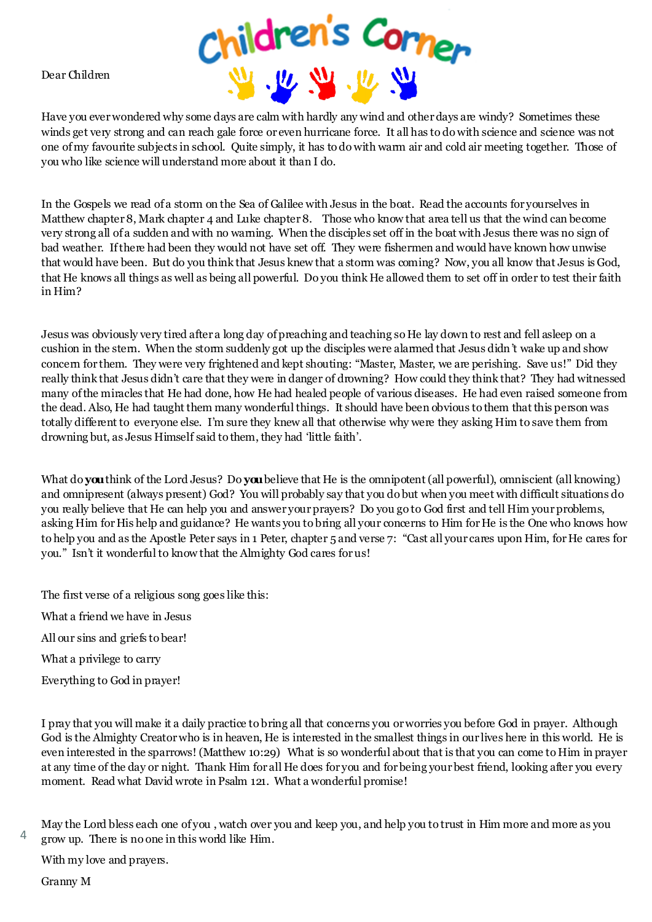# Children's Corner

Dear Children

Have you ever wondered why some days are calm with hardly any wind and other days are windy? Sometimes these winds get very strong and can reach gale force or even hurricane force. It all has to do with science and science was not one of my favourite subjects in school. Quite simply, it has to do with warm air and cold air meeting together. Those of you who like science will understand more about it than I do.

In the Gospels we read of a storm on the Sea of Galilee with Jesus in the boat. Read the accounts for yourselves in Matthew chapter 8, Mark chapter 4 and Luke chapter 8. Those who know that area tell us that the wind can become very strong all of a sudden and with no warning. When the disciples set off in the boat with Jesus there was no sign of bad weather. If there had been they would not have set off. They were fishermen and would have known how unwise that would have been. But do you think that Jesus knew that a storm was coming? Now, you all know that Jesus is God, that He knows all things as well as being all powerful. Do you think He allowed them to set off in order to test their faith in Him?

Jesus was obviously very tired after a long day of preaching and teaching so He lay down to rest and fell asleep on a cushion in the stern. When the storm suddenly got up the disciples were alarmed that Jesus didn't wake up and show concern for them. They were very frightened and kept shouting: "Master, Master, we are perishing. Save us!" Did they really think that Jesus didn't care that they were in danger of drowning? How could they think that? They had witnessed many of the miracles that He had done, how He had healed people of various diseases. He had even raised someone from the dead. Also, He had taught them many wonderful things. It should have been obvious to them that this person was totally different to everyone else. I'm sure they knew all that otherwise why were they asking Him to save them from drowning but, as Jesus Himself said to them, they had 'little faith'.

What do **you** think of the Lord Jesus? Do **you** believe that He is the omnipotent (all powerful), omniscient (all knowing) and omnipresent (always present) God? You will probably say that you do but when you meet with difficult situations do you really believe that He can help you and answer your prayers? Do you go to God first and tell Him your problems, asking Him for His help and guidance? He wants you to bring all your concerns to Him for He is the One who knows how to help you and as the Apostle Peter says in 1 Peter, chapter 5 and verse 7: "Cast all your cares upon Him, for He cares for you." Isn't it wonderful to know that the Almighty God cares for us!

The first verse of a religious song goes like this:

What a friend we have in Jesus

All our sins and griefs to bear!

What a privilege to carry

Everything to God in prayer!

I pray that you will make it a daily practice to bring all that concerns you or worries you before God in prayer. Although God is the Almighty Creator who is in heaven, He is interested in the smallest things in our lives here in this world. He is even interested in the sparrows! (Matthew 10:29) What is so wonderful about that is that you can come to Him in prayer at any time of the day or night. Thank Him for all He does for you and for being your best friend, looking after you every moment. Read what David wrote in Psalm 121. What a wonderful promise!

May the Lord bless each one of you , watch over you and keep you, and help you to trust in Him more and more as you grow up. There is no one in this world like Him.

With my love and prayers.

Granny M